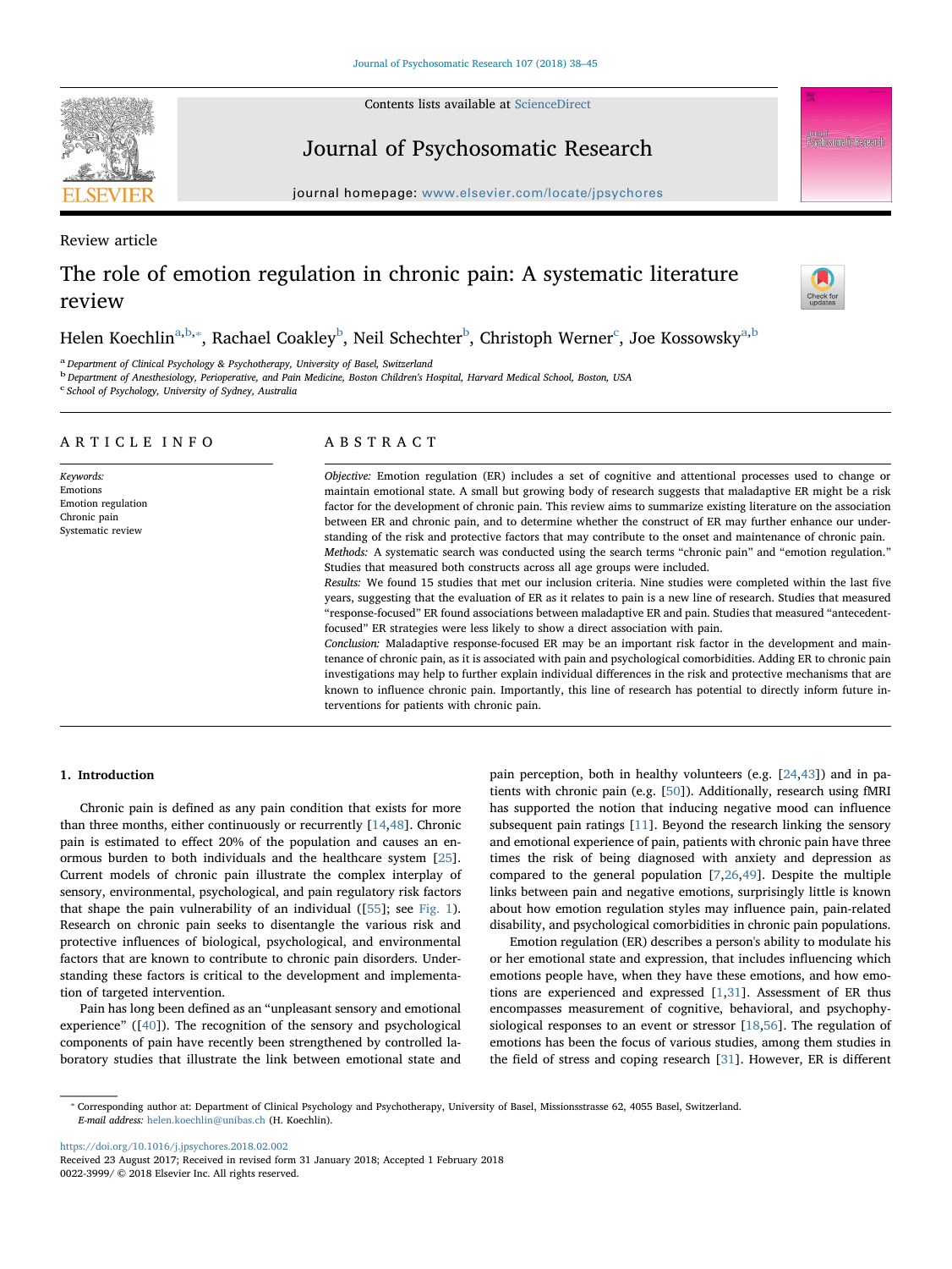Review article

# The role of emotion regulation in chronic pain: A systematic literature review

Helen Koechlin[a,b,*], Rachael Coakley[b], Neil Schechter[b], Christoph Werner[c], Joe Kossowsky[a,b]

[a] Department of Clinical Psychology & Psychotherapy, University of Basel, Switzerland
[b] Department of Anesthesiology, Perioperative, and Pain Medicine, Boston Children's Hospital, Harvard Medical School, Boston, USA
[c] School of Psychology, University of Sydney, Australia

## ARTICLE INFO

*Keywords:*
Emotions
Emotion regulation
Chronic pain
Systematic review

## ABSTRACT

*Objective:* Emotion regulation (ER) includes a set of cognitive and attentional processes used to change or maintain emotional state. A small but growing body of research suggests that maladaptive ER might be a risk factor for the development of chronic pain. This review aims to summarize existing literature on the association between ER and chronic pain, and to determine whether the construct of ER may further enhance our understanding of the risk and protective factors that may contribute to the onset and maintenance of chronic pain.

*Methods:* A systematic search was conducted using the search terms "chronic pain" and "emotion regulation." Studies that measured both constructs across all age groups were included.

*Results:* We found 15 studies that met our inclusion criteria. Nine studies were completed within the last five years, suggesting that the evaluation of ER as it relates to pain is a new line of research. Studies that measured "response-focused" ER found associations between maladaptive ER and pain. Studies that measured "antecedent-focused" ER strategies were less likely to show a direct association with pain.

*Conclusion:* Maladaptive response-focused ER may be an important risk factor in the development and maintenance of chronic pain, as it is associated with pain and psychological comorbidities. Adding ER to chronic pain investigations may help to further explain individual differences in the risk and protective mechanisms that are known to influence chronic pain. Importantly, this line of research has potential to directly inform future interventions for patients with chronic pain.

## 1. Introduction

Chronic pain is defined as any pain condition that exists for more than three months, either continuously or recurrently [14,48]. Chronic pain is estimated to effect 20% of the population and causes an enormous burden to both individuals and the healthcare system [25]. Current models of chronic pain illustrate the complex interplay of sensory, environmental, psychological, and pain regulatory risk factors that shape the pain vulnerability of an individual ([55]; see Fig. 1). Research on chronic pain seeks to disentangle the various risk and protective influences of biological, psychological, and environmental factors that are known to contribute to chronic pain disorders. Understanding these factors is critical to the development and implementation of targeted intervention.

Pain has long been defined as an "unpleasant sensory and emotional experience" ([40]). The recognition of the sensory and psychological components of pain have recently been strengthened by controlled laboratory studies that illustrate the link between emotional state and pain perception, both in healthy volunteers (e.g. [24,43]) and in patients with chronic pain (e.g. [50]). Additionally, research using fMRI has supported the notion that inducing negative mood can influence subsequent pain ratings [11]. Beyond the research linking the sensory and emotional experience of pain, patients with chronic pain have three times the risk of being diagnosed with anxiety and depression as compared to the general population [7,26,49]. Despite the multiple links between pain and negative emotions, surprisingly little is known about how emotion regulation styles may influence pain, pain-related disability, and psychological comorbidities in chronic pain populations.

Emotion regulation (ER) describes a person's ability to modulate his or her emotional state and expression, that includes influencing which emotions people have, when they have these emotions, and how emotions are experienced and expressed [1,31]. Assessment of ER thus encompasses measurement of cognitive, behavioral, and psychophysiological responses to an event or stressor [18,56]. The regulation of emotions has been the focus of various studies, among them studies in the field of stress and coping research [31]. However, ER is different

* Corresponding author at: Department of Clinical Psychology and Psychotherapy, University of Basel, Missionsstrasse 62, 4055 Basel, Switzerland.
*E-mail address:* helen.koechlin@unibas.ch (H. Koechlin).

https://doi.org/10.1016/j.jpsychores.2018.02.002
Received 23 August 2017; Received in revised form 31 January 2018; Accepted 1 February 2018
0022-3999/ © 2018 Elsevier Inc. All rights reserved.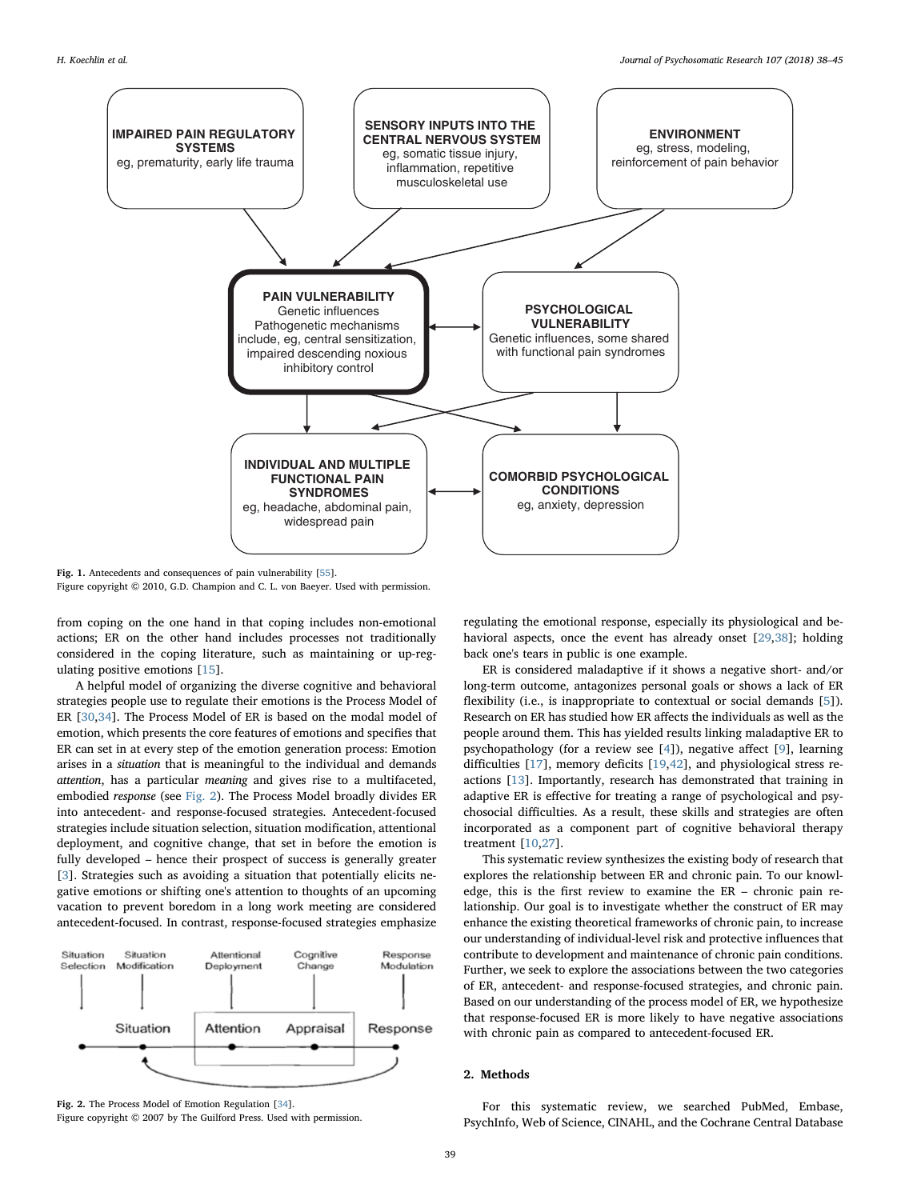Fig. 1. Antecedents and consequences of pain vulnerability [55].
Figure copyright © 2010, G.D. Champion and C. L. von Baeyer. Used with permission.

from coping on the one hand in that coping includes non-emotional actions; ER on the other hand includes processes not traditionally considered in the coping literature, such as maintaining or up-regulating positive emotions [15].

A helpful model of organizing the diverse cognitive and behavioral strategies people use to regulate their emotions is the Process Model of ER [30,34]. The Process Model of ER is based on the modal model of emotion, which presents the core features of emotions and specifies that ER can set in at every step of the emotion generation process: Emotion arises in a *situation* that is meaningful to the individual and demands *attention*, has a particular *meaning* and gives rise to a multifaceted, embodied *response* (see Fig. 2). The Process Model broadly divides ER into antecedent- and response-focused strategies. Antecedent-focused strategies include situation selection, situation modification, attentional deployment, and cognitive change, that set in before the emotion is fully developed – hence their prospect of success is generally greater [3]. Strategies such as avoiding a situation that potentially elicits negative emotions or shifting one's attention to thoughts of an upcoming vacation to prevent boredom in a long work meeting are considered antecedent-focused. In contrast, response-focused strategies emphasize regulating the emotional response, especially its physiological and behavioral aspects, once the event has already onset [29,38]; holding back one's tears in public is one example.

Fig. 2. The Process Model of Emotion Regulation [34].
Figure copyright © 2007 by The Guilford Press. Used with permission.

ER is considered maladaptive if it shows a negative short- and/or long-term outcome, antagonizes personal goals or shows a lack of ER flexibility (i.e., is inappropriate to contextual or social demands [5]). Research on ER has studied how ER affects the individuals as well as the people around them. This has yielded results linking maladaptive ER to psychopathology (for a review see [4]), negative affect [9], learning difficulties [17], memory deficits [19,42], and physiological stress reactions [13]. Importantly, research has demonstrated that training in adaptive ER is effective for treating a range of psychological and psychosocial difficulties. As a result, these skills and strategies are often incorporated as a component part of cognitive behavioral therapy treatment [10,27].

This systematic review synthesizes the existing body of research that explores the relationship between ER and chronic pain. To our knowledge, this is the first review to examine the ER – chronic pain relationship. Our goal is to investigate whether the construct of ER may enhance the existing theoretical frameworks of chronic pain, to increase our understanding of individual-level risk and protective influences that contribute to development and maintenance of chronic pain conditions. Further, we seek to explore the associations between the two categories of ER, antecedent- and response-focused strategies, and chronic pain. Based on our understanding of the process model of ER, we hypothesize that response-focused ER is more likely to have negative associations with chronic pain as compared to antecedent-focused ER.

## 2. Methods

For this systematic review, we searched PubMed, Embase, PsychInfo, Web of Science, CINAHL, and the Cochrane Central Database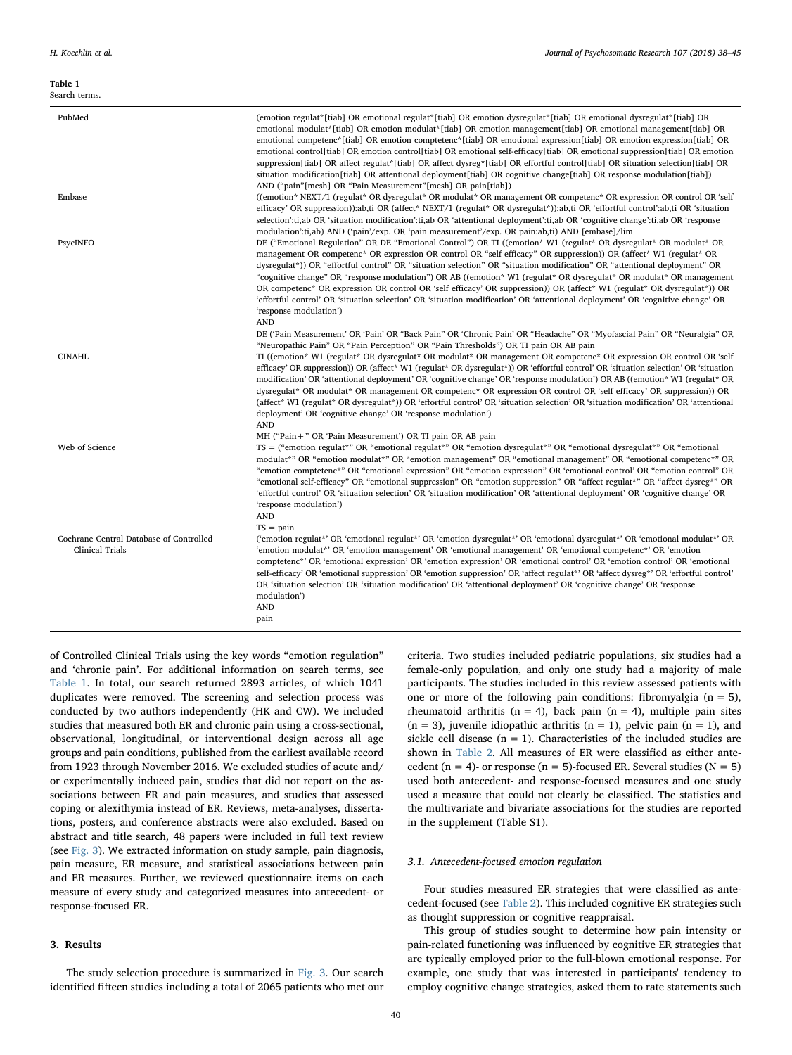**Table 1**
Search terms.

| | |
|---|---|
| PubMed | (emotion regulat*[tiab] OR emotional regulat*[tiab] OR emotion dysregulat*[tiab] OR emotional dysregulat*[tiab] OR emotional modulat*[tiab] OR emotion modulat*[tiab] OR emotion management[tiab] OR emotional management[tiab] OR emotional competenc*[tiab] OR emotion comptetence*[tiab] OR emotional expression[tiab] OR emotion expression[tiab] OR emotional control[tiab] OR emotion control[tiab] OR emotional self-efficacy[tiab] OR emotional suppression[tiab] OR emotion suppression[tiab] OR affect regulat*[tiab] OR affect dysreg*[tiab] OR effortful control[tiab] OR situation selection[tiab] OR situation modification[tiab] OR attentional deployment[tiab] OR cognitive change[tiab] OR response modulation[tiab]) AND ("pain"[mesh] OR "Pain Measurement"[mesh] OR pain[tiab]) |
| Embase | ((emotion* NEXT/1 (regulat* OR dysregulat* OR modulat* OR management OR competenc* OR expression OR control OR 'self efficacy' OR suppression)):ab,ti OR (affect* NEXT/1 (regulat* OR dysregulat*)):ab,ti OR 'effortful control':ab,ti OR 'situation selection':ti,ab OR 'situation modification':ti,ab OR 'attentional deployment':ti,ab OR 'cognitive change':ti,ab OR 'response modulation':ti,ab) AND ('pain'/exp. OR 'pain measurement'/exp. OR pain:ab,ti) AND [embase]/lim |
| PsycINFO | DE ("Emotional Regulation" OR DE "Emotional Control") OR TI ((emotion* W1 (regulat* OR dysregulat* OR modulat* OR management OR competenc* OR expression OR control OR "self efficacy" OR suppression)) OR (affect* W1 (regulat* OR dysregulat*)) OR "effortful control" OR "situation selection" OR "situation modification" OR "attentional deployment" OR "cognitive change" OR "response modulation") OR AB ((emotion* W1 (regulat* OR dysregulat* OR modulat* OR management OR competenc* OR expression OR control OR 'self efficacy' OR suppression)) OR (affect* W1 (regulat* OR dysregulat*)) OR 'effortful control' OR 'situation selection' OR 'situation modification' OR 'attentional deployment' OR 'cognitive change' OR 'response modulation')<br>AND<br>DE ('Pain Measurement' OR 'Pain' OR "Back Pain" OR "Chronic Pain" OR "Headache" OR "Myofascial Pain" OR "Neuralgia" OR "Neuropathic Pain" OR "Pain Perception" OR "Pain Thresholds") OR TI pain OR AB pain |
| CINAHL | TI ((emotion* W1 (regulat* OR dysregulat* OR modulat* OR management OR competenc* OR expression OR control OR 'self efficacy' OR suppression)) OR (affect* W1 (regulat* OR dysregulat*)) OR 'effortful control' OR 'situation selection' OR 'situation modification' OR 'attentional deployment' OR 'cognitive change' OR 'response modulation') OR AB ((emotion* W1 (regulat* OR dysregulat* OR modulat* OR management OR competenc* OR expression OR control OR 'self efficacy' OR suppression)) OR (affect* W1 (regulat* OR dysregulat*)) OR 'effortful control' OR 'situation selection' OR 'situation modification' OR 'attentional deployment' OR 'cognitive change' OR 'response modulation')<br>AND<br>MH ("Pain+" OR 'Pain Measurement') OR TI pain OR AB pain |
| Web of Science | TS = ("emotion regulat*" OR "emotional regulat*" OR "emotion dysregulat*" OR "emotional dysregulat*" OR "emotional modulat*" OR "emotion modulat*" OR "emotion management" OR "emotional management" OR "emotional competenc*" OR "emotion comptetenc*" OR "emotional expression" OR "emotion expression" OR 'emotional control' OR "emotion control" OR "emotional self-efficacy" OR "emotional suppression" OR "emotion suppression" OR "affect regulat*" OR "affect dysreg*" OR 'effortful control' OR 'situation selection' OR 'situation modification' OR 'attentional deployment' OR 'cognitive change' OR 'response modulation')<br>AND<br>TS = pain |
| Cochrane Central Database of Controlled Clinical Trials | ('emotion regulat*' OR 'emotional regulat*' OR 'emotion dysregulat*' OR 'emotional dysregulat*' OR 'emotional modulat*' OR 'emotion modulat*' OR 'emotion management' OR 'emotional management' OR 'emotional competenc*' OR 'emotion comptetenc*' OR 'emotional expression' OR 'emotion expression' OR 'emotional control' OR 'emotion control' OR 'emotional self-efficacy' OR 'emotional suppression' OR 'emotion suppression' OR 'affect regulat*' OR 'affect dysreg*' OR 'effortful control' OR 'situation selection' OR 'situation modification' OR 'attentional deployment' OR 'cognitive change' OR 'response modulation')<br>AND<br>pain |

of Controlled Clinical Trials using the key words "emotion regulation" and 'chronic pain'. For additional information on search terms, see Table 1. In total, our search returned 2893 articles, of which 1041 duplicates were removed. The screening and selection process was conducted by two authors independently (HK and CW). We included studies that measured both ER and chronic pain using a cross-sectional, observational, longitudinal, or interventional design across all age groups and pain conditions, published from the earliest available record from 1923 through November 2016. We excluded studies of acute and/or experimentally induced pain, studies that did not report on the associations between ER and pain measures, and studies that assessed coping or alexithymia instead of ER. Reviews, meta-analyses, dissertations, posters, and conference abstracts were also excluded. Based on abstract and title search, 48 papers were included in full text review (see Fig. 3). We extracted information on study sample, pain diagnosis, pain measure, ER measure, and statistical associations between pain and ER measures. Further, we reviewed questionnaire items on each measure of every study and categorized measures into antecedent- or response-focused ER.

## 3. Results

The study selection procedure is summarized in Fig. 3. Our search identified fifteen studies including a total of 2065 patients who met our criteria. Two studies included pediatric populations, six studies had a female-only population, and only one study had a majority of male participants. The studies included in this review assessed patients with one or more of the following pain conditions: fibromyalgia (n = 5), rheumatoid arthritis (n = 4), back pain (n = 4), multiple pain sites (n = 3), juvenile idiopathic arthritis (n = 1), pelvic pain (n = 1), and sickle cell disease (n = 1). Characteristics of the included studies are shown in Table 2. All measures of ER were classified as either antecedent (n = 4)- or response (n = 5)-focused ER. Several studies (N = 5) used both antecedent- and response-focused measures and one study used a measure that could not clearly be classified. The statistics and the multivariate and bivariate associations for the studies are reported in the supplement (Table S1).

### 3.1. Antecedent-focused emotion regulation

Four studies measured ER strategies that were classified as antecedent-focused (see Table 2). This included cognitive ER strategies such as thought suppression or cognitive reappraisal.

This group of studies sought to determine how pain intensity or pain-related functioning was influenced by cognitive ER strategies that are typically employed prior to the full-blown emotional response. For example, one study that was interested in participants' tendency to employ cognitive change strategies, asked them to rate statements such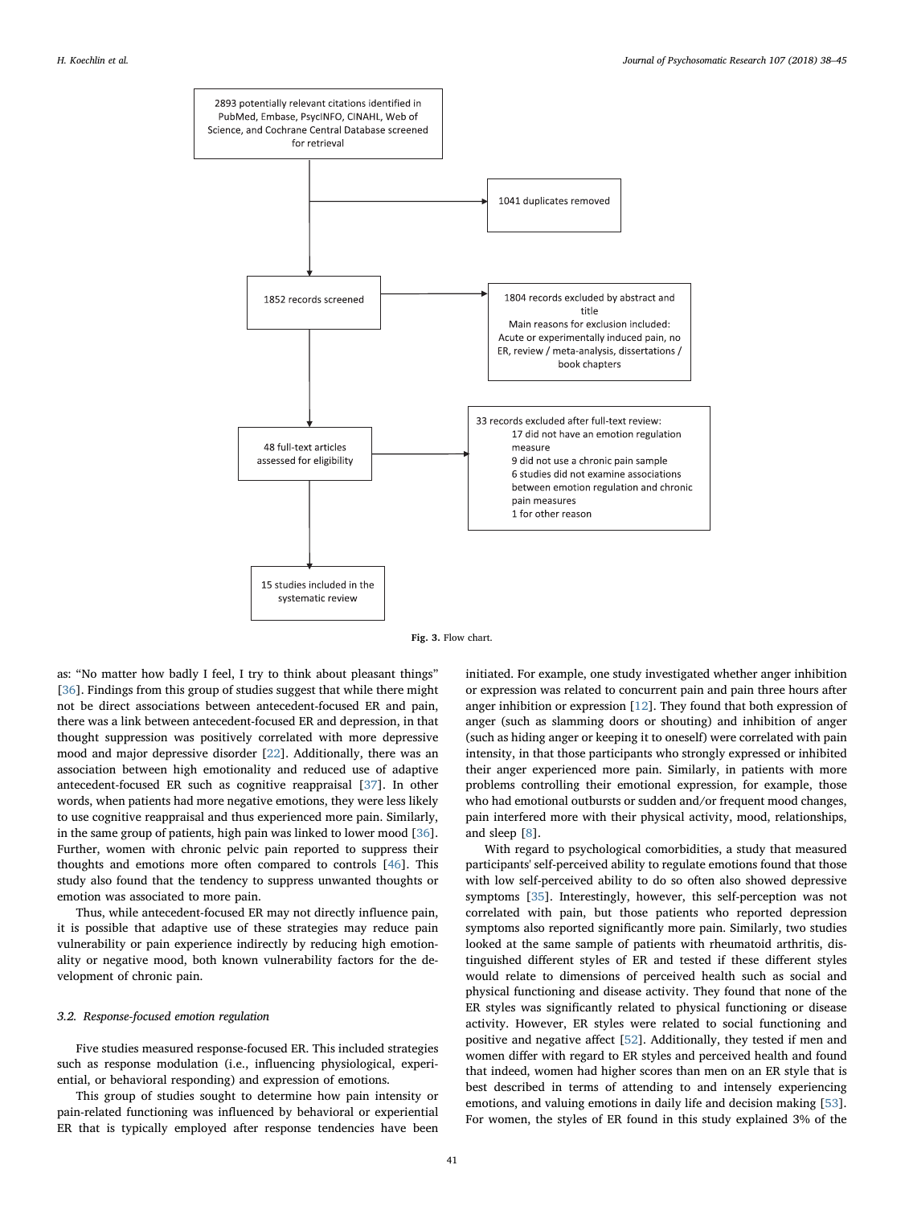2893 potentially relevant citations identified in PubMed, Embase, PsycINFO, CINAHL, Web of Science, and Cochrane Central Database screened for retrieval

1041 duplicates removed

1852 records screened

1804 records excluded by abstract and title
Main reasons for exclusion included: Acute or experimentally induced pain, no ER, review / meta-analysis, dissertations / book chapters

48 full-text articles assessed for eligibility

33 records excluded after full-text review:
- 17 did not have an emotion regulation measure
- 9 did not use a chronic pain sample
- 6 studies did not examine associations between emotion regulation and chronic pain measures
- 1 for other reason

15 studies included in the systematic review

**Fig. 3.** Flow chart.

as: "No matter how badly I feel, I try to think about pleasant things" [36]. Findings from this group of studies suggest that while there might not be direct associations between antecedent-focused ER and pain, there was a link between antecedent-focused ER and depression, in that thought suppression was positively correlated with more depressive mood and major depressive disorder [22]. Additionally, there was an association between high emotionality and reduced use of adaptive antecedent-focused ER such as cognitive reappraisal [37]. In other words, when patients had more negative emotions, they were less likely to use cognitive reappraisal and thus experienced more pain. Similarly, in the same group of patients, high pain was linked to lower mood [36]. Further, women with chronic pelvic pain reported to suppress their thoughts and emotions more often compared to controls [46]. This study also found that the tendency to suppress unwanted thoughts or emotion was associated to more pain.

Thus, while antecedent-focused ER may not directly influence pain, it is possible that adaptive use of these strategies may reduce pain vulnerability or pain experience indirectly by reducing high emotionality or negative mood, both known vulnerability factors for the development of chronic pain.

### 3.2. Response-focused emotion regulation

Five studies measured response-focused ER. This included strategies such as response modulation (i.e., influencing physiological, experiential, or behavioral responding) and expression of emotions.

This group of studies sought to determine how pain intensity or pain-related functioning was influenced by behavioral or experiential ER that is typically employed after response tendencies have been initiated. For example, one study investigated whether anger inhibition or expression was related to concurrent pain and pain three hours after anger inhibition or expression [12]. They found that both expression of anger (such as slamming doors or shouting) and inhibition of anger (such as hiding anger or keeping it to oneself) were correlated with pain intensity, in that those participants who strongly expressed or inhibited their anger experienced more pain. Similarly, in patients with more problems controlling their emotional expression, for example, those who had emotional outbursts or sudden and/or frequent mood changes, pain interfered more with their physical activity, mood, relationships, and sleep [8].

With regard to psychological comorbidities, a study that measured participants' self-perceived ability to regulate emotions found that those with low self-perceived ability to do so often also showed depressive symptoms [35]. Interestingly, however, this self-perception was not correlated with pain, but those patients who reported depression symptoms also reported significantly more pain. Similarly, two studies looked at the same sample of patients with rheumatoid arthritis, distinguished different styles of ER and tested if these different styles would relate to dimensions of perceived health such as social and physical functioning and disease activity. They found that none of the ER styles was significantly related to physical functioning or disease activity. However, ER styles were related to social functioning and positive and negative affect [52]. Additionally, they tested if men and women differ with regard to ER styles and perceived health and found that indeed, women had higher scores than men on an ER style that is best described in terms of attending to and intensely experiencing emotions, and valuing emotions in daily life and decision making [53]. For women, the styles of ER found in this study explained 3% of the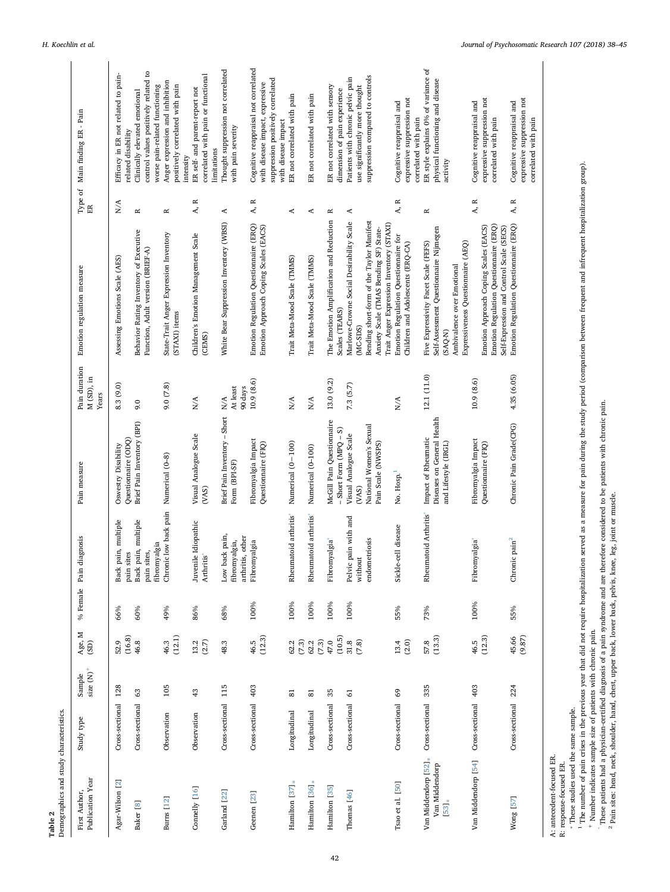**Table 2**
Demographics and study characteristics.

| First Author, Publication Year | Study type | Sample size (N)[+] | Age, M (SD) | % Female | Pain diagnosis | Pain measure | Pain duration M (SD), in Years | Emotion regulation measure | Type of ER | Main finding ER - Pain |
|---|---|---|---|---|---|---|---|---|---|---|
| Agar-Wilson [2] | Cross-sectional | 128 | 52.9 (16.8) | 66% | Back pain, multiple pain sites | Oswestry Disability Questionnaire (ODQ) | 8.3 (9.0) | Assessing Emotions Scale (AES) | N/A | Efficacy in ER not related to pain-related disability |
| Baker [8] | Cross-sectional | 63 | 46.8 | 60% | Back pain, multiple pain sites, fibromyalgia | Brief Pain Inventory (BPI) | 9.0 | Behavior Rating Inventory of Executive Function, Adult version (BRIEF-A) | R | Clinically elevated emotional control values positively related to worse pain-related functioning |
| Burns [12] | Observation | 105 | 46.3 (12.1) | 49% | Chronic low back pain | Numerical (0–8) | 9.0 (7.8) | State-Trait Anger Expression Inventory (STAXI) items | R | Anger expression and inhibition positively correlated with pain intensity |
| Connelly [16] | Observation | 43 | 13.2 (2.7) | 86% | Juvenile Idiopathic Arthritis[-] | Visual Analogue Scale (VAS) | N/A | Children's Emotion Management Scale (CEMS) | A, R | ER self- and parent-report not correlated with pain or functional limitations |
| Garland [22] | Cross-sectional | 115 | 48.3 | 68% | Low back pain, fibromyalgia, arthritis, other | Brief Pain Inventory – Short Form (BPI-SF) | N/A At least 90 days | White Bear Suppression Inventory (WBSI) | A | Thought suppression not correlated with pain severity |
| Geenen [23] | Cross-sectional | 403 | 46.5 (12.3) | 100% | Fibromyalgia | Fibromyalgia Impact Questionnaire (FIQ) | 10.9 (8.6) | Emotion Regulation Questionnaire (ERQ) Emotion Approach Coping Scales (EACS) | A, R | Cognitive reappraisal not correlated with disease impact, expressive suppression positively correlated with disease impact |
| Hamilton [37][*] | Longitudinal | 81 | 62.2 (7.3) | 100% | Rheumatoid arthritis[-] | Numerical (0–100) | N/A | Trait Meta-Mood Scale (TMMS) | A | ER not correlated with pain |
| Hamilton [36][*] | Longitudinal | 81 | 62.2 (7.3) | 100% | Rheumatoid arthritis[-] | Numerical (0–100) | N/A | Trait Meta-Mood Scale (TMMS) | A | ER not correlated with pain |
| Hamilton [35] | Cross-sectional | 35 | 47.0 (10.5) | 100% | Fibromyalgia[-] | McGill Pain Questionnaire – Short Form (MPQ – S) | 13.0 (9.2) | The Emotion Amplification and Reduction Scales (TEARS) | R | ER not correlated with sensory dimension of pain experience |
| Thomas [46] | Cross-sectional | 61 | 31.8 (7.8) | 100% | Pelvic pain with and without endometriosis | Visual Analogue Scale (VAS) National Women's Sexual Pain Scale (NWSPS) | 7.3 (5.7) | Marlowe-Crowne Social Desirability Scale (MC-SDS) Bending short-form of the Taylor Manifest Anxiety Scale (TMAS Bending SF) State-Trait Anger Expression Inventory (STAXI) | A | Patients with chronic pelvic pain use significantly more thought suppression compared to controls |
| Tsao et al. [50] | Cross-sectional | 69 | 13.4 (2.0) | 55% | Sickle-cell disease | No. Hosp.[1] | N/A | Emotion Regulation Questionnaire for Children and Adolescents (ERQ-CA) | A, R | Cognitive reappraisal and expressive suppression not correlated with pain |
| Van Middendorp [52][*], Van Middendorp [53][*] | Cross-sectional | 335 | 57.8 (13.3) | 73% | Rheumatoid Arthritis[-] | Impact of Rheumatic Diseases on General Health and Lifestyle (IRGL) | 12.1 (11.0) | Five Expressivity Facet Scale (FEFS) Self-Assessment Questionnaire Nijmegen (SAQ-N) Ambivalence over Emotional Expressiveness Questionnaire (AEQ) | R | ER style explains 0% of variance of physical functioning and disease activity |
| Van Middendorp [54] | Cross-sectional | 403 | 46.5 (12.3) | 100% | Fibromyalgia[-] | Fibromyalgia Impact Questionnaire (FIQ) | 10.9 (8.6) | Emotion Approach Coping Scales (EACS) Emotion Regulation Questionnaire (ERQ) Self-Expression and Control Scale (SECS) | A, R | Cognitive reappraisal and expressive suppression not correlated with pain |
| Wong [57] | Cross-sectional | 224 | 45.66 (9.87) | 55% | Chronic pain[2] | Chronic Pain Grade(CPG) | 4.35 (6.05) | Emotion Regulation Questionnaire (ERQ) | A, R | Cognitive reappraisal and expressive suppression not correlated with pain |

A: antecedent-focused ER.
R: response-focused ER.
[*] These studies used the same sample.
[1] The number of pain crises in the previous year that did not require hospitalization served as a measure for pain during the study period (comparison between frequent and infrequent hospitalization group).
[+] Number indicates sample size of patients with chronic pain.
[-] These patients had a physician-certified diagnosis of a pain syndrome and are therefore considered to be patients with chronic pain.
[2] Pain sites: head, neck, shoulder, hand, chest, upper back, lower back, pelvis, knee, leg, joint or muscle.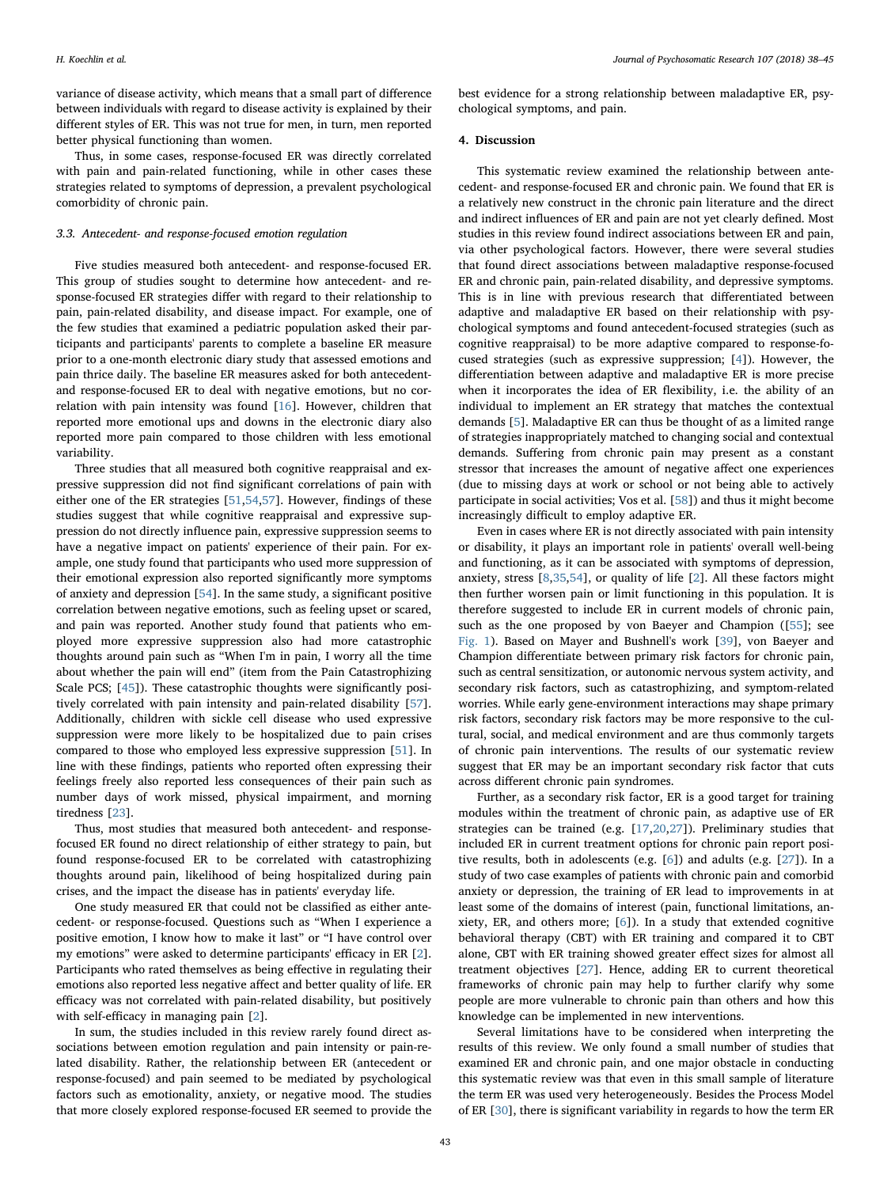variance of disease activity, which means that a small part of difference between individuals with regard to disease activity is explained by their different styles of ER. This was not true for men, in turn, men reported better physical functioning than women.

Thus, in some cases, response-focused ER was directly correlated with pain and pain-related functioning, while in other cases these strategies related to symptoms of depression, a prevalent psychological comorbidity of chronic pain.

### 3.3. Antecedent- and response-focused emotion regulation

Five studies measured both antecedent- and response-focused ER. This group of studies sought to determine how antecedent- and response-focused ER strategies differ with regard to their relationship to pain, pain-related disability, and disease impact. For example, one of the few studies that examined a pediatric population asked their participants and participants' parents to complete a baseline ER measure prior to a one-month electronic diary study that assessed emotions and pain thrice daily. The baseline ER measures asked for both antecedent- and response-focused ER to deal with negative emotions, but no correlation with pain intensity was found [16]. However, children that reported more emotional ups and downs in the electronic diary also reported more pain compared to those children with less emotional variability.

Three studies that all measured both cognitive reappraisal and expressive suppression did not find significant correlations of pain with either one of the ER strategies [51,54,57]. However, findings of these studies suggest that while cognitive reappraisal and expressive suppression do not directly influence pain, expressive suppression seems to have a negative impact on patients' experience of their pain. For example, one study found that participants who used more suppression of their emotional expression also reported significantly more symptoms of anxiety and depression [54]. In the same study, a significant positive correlation between negative emotions, such as feeling upset or scared, and pain was reported. Another study found that patients who employed more expressive suppression also had more catastrophic thoughts around pain such as "When I'm in pain, I worry all the time about whether the pain will end" (item from the Pain Catastrophizing Scale PCS; [45]). These catastrophic thoughts were significantly positively correlated with pain intensity and pain-related disability [57]. Additionally, children with sickle cell disease who used expressive suppression were more likely to be hospitalized due to pain crises compared to those who employed less expressive suppression [51]. In line with these findings, patients who reported often expressing their feelings freely also reported less consequences of their pain such as number days of work missed, physical impairment, and morning tiredness [23].

Thus, most studies that measured both antecedent- and response-focused ER found no direct relationship of either strategy to pain, but found response-focused ER to be correlated with catastrophizing thoughts around pain, likelihood of being hospitalized during pain crises, and the impact the disease has in patients' everyday life.

One study measured ER that could not be classified as either antecedent- or response-focused. Questions such as "When I experience a positive emotion, I know how to make it last" or "I have control over my emotions" were asked to determine participants' efficacy in ER [2]. Participants who rated themselves as being effective in regulating their emotions also reported less negative affect and better quality of life. ER efficacy was not correlated with pain-related disability, but positively with self-efficacy in managing pain [2].

In sum, the studies included in this review rarely found direct associations between emotion regulation and pain intensity or pain-related disability. Rather, the relationship between ER (antecedent or response-focused) and pain seemed to be mediated by psychological factors such as emotionality, anxiety, or negative mood. The studies that more closely explored response-focused ER seemed to provide the best evidence for a strong relationship between maladaptive ER, psychological symptoms, and pain.

## 4. Discussion

This systematic review examined the relationship between antecedent- and response-focused ER and chronic pain. We found that ER is a relatively new construct in the chronic pain literature and the direct and indirect influences of ER and pain are not yet clearly defined. Most studies in this review found indirect associations between ER and pain, via other psychological factors. However, there were several studies that found direct associations between maladaptive response-focused ER and chronic pain, pain-related disability, and depressive symptoms. This is in line with previous research that differentiated between adaptive and maladaptive ER based on their relationship with psychological symptoms and found antecedent-focused strategies (such as cognitive reappraisal) to be more adaptive compared to response-focused strategies (such as expressive suppression; [4]). However, the differentiation between adaptive and maladaptive ER is more precise when it incorporates the idea of ER flexibility, i.e. the ability of an individual to implement an ER strategy that matches the contextual demands [5]. Maladaptive ER can thus be thought of as a limited range of strategies inappropriately matched to changing social and contextual demands. Suffering from chronic pain may present as a constant stressor that increases the amount of negative affect one experiences (due to missing days at work or school or not being able to actively participate in social activities; Vos et al. [58]) and thus it might become increasingly difficult to employ adaptive ER.

Even in cases where ER is not directly associated with pain intensity or disability, it plays an important role in patients' overall well-being and functioning, as it can be associated with symptoms of depression, anxiety, stress [8,35,54], or quality of life [2]. All these factors might then further worsen pain or limit functioning in this population. It is therefore suggested to include ER in current models of chronic pain, such as the one proposed by von Baeyer and Champion ([55]; see Fig. 1). Based on Mayer and Bushnell's work [39], von Baeyer and Champion differentiate between primary risk factors for chronic pain, such as central sensitization, or autonomic nervous system activity, and secondary risk factors, such as catastrophizing, and symptom-related worries. While early gene-environment interactions may shape primary risk factors, secondary risk factors may be more responsive to the cultural, social, and medical environment and are thus commonly targets of chronic pain interventions. The results of our systematic review suggest that ER may be an important secondary risk factor that cuts across different chronic pain syndromes.

Further, as a secondary risk factor, ER is a good target for training modules within the treatment of chronic pain, as adaptive use of ER strategies can be trained (e.g. [17,20,27]). Preliminary studies that included ER in current treatment options for chronic pain report positive results, both in adolescents (e.g. [6]) and adults (e.g. [27]). In a study of two case examples of patients with chronic pain and comorbid anxiety or depression, the training of ER lead to improvements in at least some of the domains of interest (pain, functional limitations, anxiety, ER, and others more; [6]). In a study that extended cognitive behavioral therapy (CBT) with ER training and compared it to CBT alone, CBT with ER training showed greater effect sizes for almost all treatment objectives [27]. Hence, adding ER to current theoretical frameworks of chronic pain may help to further clarify why some people are more vulnerable to chronic pain than others and how this knowledge can be implemented in new interventions.

Several limitations have to be considered when interpreting the results of this review. We only found a small number of studies that examined ER and chronic pain, and one major obstacle in conducting this systematic review was that even in this small sample of literature the term ER was used very heterogeneously. Besides the Process Model of ER [30], there is significant variability in regards to how the term ER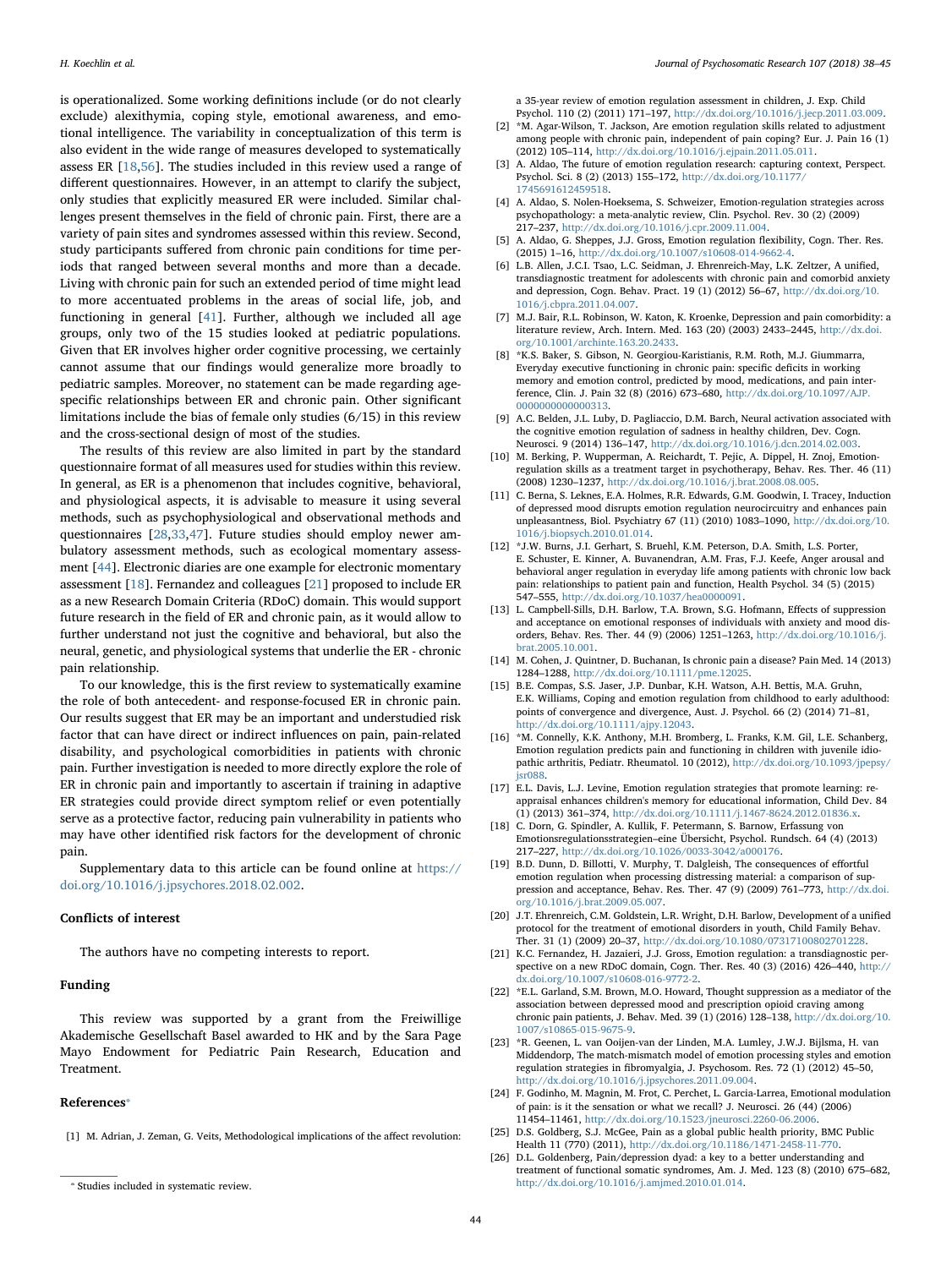is operationalized. Some working definitions include (or do not clearly exclude) alexithymia, coping style, emotional awareness, and emotional intelligence. The variability in conceptualization of this term is also evident in the wide range of measures developed to systematically assess ER [18,56]. The studies included in this review used a range of different questionnaires. However, in an attempt to clarify the subject, only studies that explicitly measured ER were included. Similar challenges present themselves in the field of chronic pain. First, there are a variety of pain sites and syndromes assessed within this review. Second, study participants suffered from chronic pain conditions for time periods that ranged between several months and more than a decade. Living with chronic pain for such an extended period of time might lead to more accentuated problems in the areas of social life, job, and functioning in general [41]. Further, although we included all age groups, only two of the 15 studies looked at pediatric populations. Given that ER involves higher order cognitive processing, we certainly cannot assume that our findings would generalize more broadly to pediatric samples. Moreover, no statement can be made regarding age-specific relationships between ER and chronic pain. Other significant limitations include the bias of female only studies (6/15) in this review and the cross-sectional design of most of the studies.

The results of this review are also limited in part by the standard questionnaire format of all measures used for studies within this review. In general, as ER is a phenomenon that includes cognitive, behavioral, and physiological aspects, it is advisable to measure it using several methods, such as psychophysiological and observational methods and questionnaires [28,33,47]. Future studies should employ newer ambulatory assessment methods, such as ecological momentary assessment [44]. Electronic diaries are one example for electronic momentary assessment [18]. Fernandez and colleagues [21] proposed to include ER as a new Research Domain Criteria (RDoC) domain. This would support future research in the field of ER and chronic pain, as it would allow to further understand not just the cognitive and behavioral, but also the neural, genetic, and physiological systems that underlie the ER - chronic pain relationship.

To our knowledge, this is the first review to systematically examine the role of both antecedent- and response-focused ER in chronic pain. Our results suggest that ER may be an important and understudied risk factor that can have direct or indirect influences on pain, pain-related disability, and psychological comorbidities in patients with chronic pain. Further investigation is needed to more directly explore the role of ER in chronic pain and importantly to ascertain if training in adaptive ER strategies could provide direct symptom relief or even potentially serve as a protective factor, reducing pain vulnerability in patients who may have other identified risk factors for the development of chronic pain.

Supplementary data to this article can be found online at https://doi.org/10.1016/j.jpsychores.2018.02.002.

## Conflicts of interest

The authors have no competing interests to report.

## Funding

This review was supported by a grant from the Freiwillige Akademische Gesellschaft Basel awarded to HK and by the Sara Page Mayo Endowment for Pediatric Pain Research, Education and Treatment.

## References*

[1] M. Adrian, J. Zeman, G. Veits, Methodological implications of the affect revolution: a 35-year review of emotion regulation assessment in children, J. Exp. Child Psychol. 110 (2) (2011) 171–197, http://dx.doi.org/10.1016/j.jecp.2011.03.009.

[2] *M. Agar-Wilson, T. Jackson, Are emotion regulation skills related to adjustment among people with chronic pain, independent of pain coping? Eur. J. Pain 16 (1) (2012) 105–114, http://dx.doi.org/10.1016/j.ejpain.2011.05.011.

[3] A. Aldao, The future of emotion regulation research: capturing context, Perspect. Psychol. Sci. 8 (2) (2013) 155–172, http://dx.doi.org/10.1177/1745691612459518.

[4] A. Aldao, S. Nolen-Hoeksema, S. Schweizer, Emotion-regulation strategies across psychopathology: a meta-analytic review, Clin. Psychol. Rev. 30 (2) (2009) 217–237, http://dx.doi.org/10.1016/j.cpr.2009.11.004.

[5] A. Aldao, G. Sheppes, J.J. Gross, Emotion regulation flexibility, Cogn. Ther. Res. (2015) 1–16, http://dx.doi.org/10.1007/s10608-014-9662-4.

[6] L.B. Allen, J.C.I. Tsao, L.C. Seidman, J. Ehrenreich-May, L.K. Zeltzer, A unified, transdiagnostic treatment for adolescents with chronic pain and comorbid anxiety and depression, Cogn. Behav. Pract. 19 (1) (2012) 56–67, http://dx.doi.org/10.1016/j.cbpra.2011.04.007.

[7] M.J. Bair, R.L. Robinson, W. Katon, K. Kroenke, Depression and pain comorbidity: a literature review, Arch. Intern. Med. 163 (20) (2003) 2433–2445, http://dx.doi.org/10.1001/archinte.163.20.2433.

[8] *K.S. Baker, S. Gibson, N. Georgiou-Karistianis, R.M. Roth, M.J. Giummarra, Everyday executive functioning in chronic pain: specific deficits in working memory and emotion control, predicted by mood, medications, and pain interference, Clin. J. Pain 32 (8) (2016) 673–680, http://dx.doi.org/10.1097/AJP.0000000000000313.

[9] A.C. Belden, J.L. Luby, D. Pagliaccio, D.M. Barch, Neural activation associated with the cognitive emotion regulation of sadness in healthy children, Dev. Cogn. Neurosci. 9 (2014) 136–147, http://dx.doi.org/10.1016/j.dcn.2014.02.003.

[10] M. Berking, P. Wupperman, A. Reichardt, T. Pejic, A. Dippel, H. Znoj, Emotion-regulation skills as a treatment target in psychotherapy, Behav. Res. Ther. 46 (11) (2008) 1230–1237, http://dx.doi.org/10.1016/j.brat.2008.08.005.

[11] C. Berna, S. Leknes, E.A. Holmes, R.R. Edwards, G.M. Goodwin, I. Tracey, Induction of depressed mood disrupts emotion regulation neurocircuitry and enhances pain unpleasantness, Biol. Psychiatry 67 (11) (2010) 1083–1090, http://dx.doi.org/10.1016/j.biopsych.2010.01.014.

[12] *J.W. Burns, J.I. Gerhart, S. Bruehl, K.M. Peterson, D.A. Smith, L.S. Porter, E. Schuster, E. Kinner, A. Buvanendran, A.M. Fras, F.J. Keefe, Anger arousal and behavioral anger regulation in everyday life among patients with chronic low back pain: relationships to patient pain and function, Health Psychol. 34 (5) (2015) 547–555, http://dx.doi.org/10.1037/hea0000091.

[13] L. Campbell-Sills, D.H. Barlow, T.A. Brown, S.G. Hofmann, Effects of suppression and acceptance on emotional responses of individuals with anxiety and mood disorders, Behav. Res. Ther. 44 (9) (2006) 1251–1263, http://dx.doi.org/10.1016/j.brat.2005.10.001.

[14] M. Cohen, J. Quintner, D. Buchanan, Is chronic pain a disease? Pain Med. 14 (2013) 1284–1288, http://dx.doi.org/10.1111/pme.12025.

[15] B.E. Compas, S.S. Jaser, J.P. Dunbar, K.H. Watson, A.H. Bettis, M.A. Gruhn, E.K. Williams, Coping and emotion regulation from childhood to early adulthood: points of convergence and divergence, Aust. J. Psychol. 66 (2) (2014) 71–81, http://dx.doi.org/10.1111/ajpy.12043.

[16] *M. Connelly, K.K. Anthony, M.H. Bromberg, L. Franks, K.M. Gil, L.E. Schanberg, Emotion regulation predicts pain and functioning in children with juvenile idiopathic arthritis, Pediatr. Rheumatol. 10 (2012), http://dx.doi.org/10.1093/jpepsy/jsr088.

[17] E.L. Davis, L.J. Levine, Emotion regulation strategies that promote learning: reappraisal enhances children's memory for educational information, Child Dev. 84 (1) (2013) 361–374, http://dx.doi.org/10.1111/j.1467-8624.2012.01836.x.

[18] C. Dorn, G. Spindler, A. Kullik, F. Petermann, S. Barnow, Erfassung von Emotionsregulationsstrategien–eine Übersicht, Psychol. Rundsch. 64 (4) (2013) 217–227, http://dx.doi.org/10.1026/0033-3042/a000176.

[19] B.D. Dunn, D. Billotti, V. Murphy, T. Dalgleish, The consequences of effortful emotion regulation when processing distressing material: a comparison of suppression and acceptance, Behav. Res. Ther. 47 (9) (2009) 761–773, http://dx.doi.org/10.1016/j.brat.2009.05.007.

[20] J.T. Ehrenreich, C.M. Goldstein, L.R. Wright, D.H. Barlow, Development of a unified protocol for the treatment of emotional disorders in youth, Child Family Behav. Ther. 31 (1) (2009) 20–37, http://dx.doi.org/10.1080/07317100802701228.

[21] K.C. Fernandez, H. Jazaieri, J.J. Gross, Emotion regulation: a transdiagnostic perspective on a new RDoC domain, Cogn. Ther. Res. 40 (3) (2016) 426–440, http://dx.doi.org/10.1007/s10608-016-9772-2.

[22] *E.L. Garland, S.M. Brown, M.O. Howard, Thought suppression as a mediator of the association between depressed mood and prescription opioid craving among chronic pain patients, J. Behav. Med. 39 (1) (2016) 128–138, http://dx.doi.org/10.1007/s10865-015-9675-9.

[23] *R. Geenen, L. van Ooijen-van der Linden, M.A. Lumley, J.W.J. Bijlsma, H. van Middendorp, The match-mismatch model of emotion processing styles and emotion regulation strategies in fibromyalgia, J. Psychosom. Res. 72 (1) (2012) 45–50, http://dx.doi.org/10.1016/j.jpsychores.2011.09.004.

[24] F. Godinho, M. Magnin, M. Frot, C. Perchet, L. Garcia-Larrea, Emotional modulation of pain: is it the sensation or what we recall? J. Neurosci. 26 (44) (2006) 11454–11461, http://dx.doi.org/10.1523/jneurosci.2260-06.2006.

[25] D.S. Goldberg, S.J. McGee, Pain as a global public health priority, BMC Public Health 11 (770) (2011), http://dx.doi.org/10.1186/1471-2458-11-770.

[26] D.L. Goldenberg, Pain/depression dyad: a key to a better understanding and treatment of functional somatic syndromes, Am. J. Med. 123 (8) (2010) 675–682, http://dx.doi.org/10.1016/j.amjmed.2010.01.014.

* Studies included in systematic review.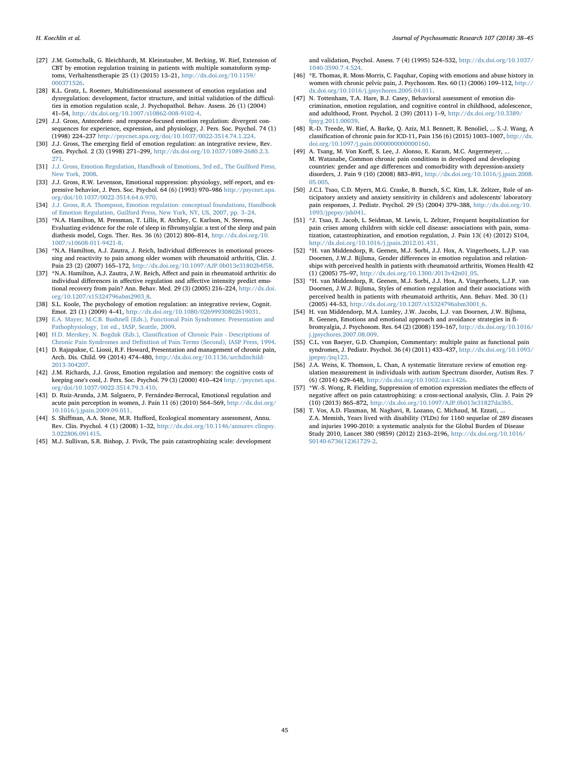[27] J.M. Gottschalk, G. Bleichhardt, M. Kleinstauber, M. Berking, W. Rief, Extension of CBT by emotion regulation training in patients with multiple somatoform symptoms, Verhaltenstherapie 25 (1) (2015) 13–21, http://dx.doi.org/10.1159/000371526.

[28] K.L. Gratz, L. Roemer, Multidimensional assessment of emotion regulation and dysregulation: development, factor structure, and initial validation of the difficulties in emotion regulation scale, J. Psychopathol. Behav. Assess. 26 (1) (2004) 41–54, http://dx.doi.org/10.1007/s10862-008-9102-4.

[29] J.J. Gross, Antecedent- and response-focused emotion regulation: divergent consequences for experience, expression, and physiology, J. Pers. Soc. Psychol. 74 (1) (1998) 224–237 http://psycnet.apa.org/doi/10.1037/0022-3514.74.1.224.

[30] J.J. Gross, The emerging field of emotion regulation: an integrative review, Rev. Gen. Psychol. 2 (3) (1998) 271–299, http://dx.doi.org/10.1037/1089-2680.2.3.271.

[31] J.J. Gross, Emotion Regulation, Handbook of Emotions, 3rd ed., The Guilford Press, New York, 2008.

[33] J.J. Gross, R.W. Levenson, Emotional suppression: physiology, self-report, and expressive behavior, J. Pers. Soc. Psychol. 64 (6) (1993) 970–986 http://psycnet.apa.org/doi/10.1037/0022-3514.64.6.970.

[34] J.J. Gross, R.A. Thompson, Emotion regulation: conceptual foundations, Handbook of Emotion Regulation, Guilford Press, New York, NY, US, 2007, pp. 3–24.

[35] *N.A. Hamilton, M. Pressman, T. Lillis, R. Atchley, C. Karlson, N. Stevens, Evaluating evidence for the role of sleep in fibromyalgia: a test of the sleep and pain diathesis model, Cogn. Ther. Res. 36 (6) (2012) 806–814, http://dx.doi.org/10.1007/s10608-011-9421-8.

[36] *N.A. Hamilton, A.J. Zautra, J. Reich, Individual differences in emotional processing and reactivity to pain among older women with rheumatoid arthritis, Clin. J. Pain 23 (2) (2007) 165–172, http://dx.doi.org/10.1097/AJP.0b013e31802b4f58.

[37] *N.A. Hamilton, A.J. Zautra, J.W. Reich, Affect and pain in rheumatoid arthritis: do individual differences in affective regulation and affective intensity predict emotional recovery from pain? Ann. Behav. Med. 29 (3) (2005) 216–224, http://dx.doi.org/10.1207/s15324796abm2903_8.

[38] S.L. Koole, The psychology of emotion regulation: an integrative review, Cognit. Emot. 23 (1) (2009) 4–41, http://dx.doi.org/10.1080/02699930802619031.

[39] E.A. Mayer, M.C.B. Bushnell (Eds.), Functional Pain Syndromes: Presentation and Pathophysiology, 1st ed., IASP, Seattle, 2009.

[40] H.D. Merskey, N. Bogduk (Eds.), Classification of Chronic Pain - Descriptions of Chronic Pain Syndromes and Definition of Pain Terms (Second), IASP Press, 1994.

[41] D. Rajapakse, C. Liossi, R.F. Howard, Presentation and management of chronic pain, Arch. Dis. Child. 99 (2014) 474–480, http://dx.doi.org/10.1136/archdischild-2013-304207.

[42] J.M. Richards, J.J. Gross, Emotion regulation and memory: the cognitive costs of keeping one's cool, J. Pers. Soc. Psychol. 79 (3) (2000) 410–424 http://psycnet.apa.org/doi/10.1037/0022-3514.79.3.410.

[43] D. Ruiz-Aranda, J.M. Salguero, P. Fernández-Berrocal, Emotional regulation and acute pain perception in women, J. Pain 11 (6) (2010) 564–569, http://dx.doi.org/10.1016/j.jpain.2009.09.011.

[44] S. Shiffman, A.A. Stone, M.R. Hufford, Ecological momentary assessment, Annu. Rev. Clin. Psychol. 4 (1) (2008) 1–32, http://dx.doi.org/10.1146/annurev.clinpsy.3.022806.091415.

[45] M.J. Sullivan, S.R. Bishop, J. Pivik, The pain catastrophizing scale: development and validation, Psychol. Assess. 7 (4) (1995) 524–532, http://dx.doi.org/10.1037/1040-3590.7.4.524.

[46] *E. Thomas, R. Moss-Morris, C. Faquhar, Coping with emotions and abuse history in women with chronic pelvic pain, J. Psychosom. Res. 60 (1) (2006) 109–112, http://dx.doi.org/10.1016/j.jpsychores.2005.04.011.

[47] N. Tottenham, T.A. Hare, B.J. Casey, Behavioral assessment of emotion discrimination, emotion regulation, and cognitive control in childhood, adolescence, and adulthood, Front. Psychol. 2 (39) (2011) 1–9, http://dx.doi.org/10.3389/fpsyg.2011.00039.

[48] R.-D. Treede, W. Rief, A. Barke, Q. Aziz, M.I. Bennett, R. Benoliel, ... S.-J. Wang, A classification of chronic pain for ICD-11, Pain 156 (6) (2015) 1003–1007, http://dx.doi.org/10.1097/j.pain.0000000000000160.

[49] A. Tsang, M. Von Korff, S. Lee, J. Alonso, E. Karam, M.C. Angermeyer, ... M. Watanabe, Common chronic pain conditions in developed and developing countries: gender and age differences and comorbidity with depression-anxiety disorders, J. Pain 9 (10) (2008) 883–891, http://dx.doi.org/10.1016/j.jpain.2008.05.005.

[50] J.C.I. Tsao, C.D. Myers, M.G. Craske, B. Bursch, S.C. Kim, L.K. Zeltzer, Role of anticipatory anxiety and anxiety sensitivity in children's and adolescents' laboratory pain responses, J. Pediatr. Psychol. 29 (5) (2004) 379–388, http://dx.doi.org/10.1093/jpepsy/jsh041.

[51] *J. Tsao, E. Jacob, L. Seidman, M. Lewis, L. Zeltzer, Frequent hospitalization for pain crises among children with sickle cell disease: associations with pain, somatization, catastrophization, and emotion regulation, J. Pain 13( (4) (2012) S104, http://dx.doi.org/10.1016/j.jpain.2012.01.431.

[52] *H. van Middendorp, R. Geenen, M.J. Sorbi, J.J. Hox, A. Vingerhoets, L.J.P. van Doornen, J.W.J. Bijlsma, Gender differences in emotion regulation and relationships with perceived health in patients with rheumatoid arthritis, Women Health 42 (1) (2005) 75–97, http://dx.doi.org/10.1300/J013v42n01_05.

[53] *H. van Middendorp, R. Geenen, M.J. Sorbi, J.J. Hox, A. Vingerhoets, L.J.P. van Doornen, J.W.J. Bijlsma, Styles of emotion regulation and their associations with perceived health in patients with rheumatoid arthritis, Ann. Behav. Med. 30 (1) (2005) 44–53, http://dx.doi.org/10.1207/s15324796abm3001_6.

[54] H. van Middendorp, M.A. Lumley, J.W. Jacobs, L.J. van Doornen, J.W. Bijlsma, R. Geenen, Emotions and emotional approach and avoidance strategies in fibromyalgia, J. Psychosom. Res. 64 (2) (2008) 159–167, http://dx.doi.org/10.1016/j.jpsychores.2007.08.009.

[55] C.L. von Baeyer, G.D. Champion, Commentary: multiple pains as functional pain syndromes, J. Pediatr. Psychol. 36 (4) (2011) 433–437, http://dx.doi.org/10.1093/jpepsy/jsq123.

[56] J.A. Weiss, K. Thomson, L. Chan, A systematic literature review of emotion regulation measurement in individuals with autism Spectrum disorder, Autism Res. 7 (6) (2014) 629–648, http://dx.doi.org/10.1002/aur.1426.

[57] *W.-S. Wong, R. Fielding, Suppression of emotion expression mediates the effects of negative affect on pain catastrophizing: a cross-sectional analysis, Clin. J. Pain 29 (10) (2013) 865–872, http://dx.doi.org/10.1097/AJP.0b013e31827da3b5.

[58] T. Vos, A.D. Flaxman, M. Naghavi, R. Lozano, C. Michaud, M. Ezzati, ... Z.A. Memish, Years lived with disability (YLDs) for 1160 sequelae of 289 diseases and injuries 1990-2010: a systematic analysis for the Global Burden of Disease Study 2010, Lancet 380 (9859) (2012) 2163–2196, http://dx.doi.org/10.1016/S0140-6736(12)61729-2.